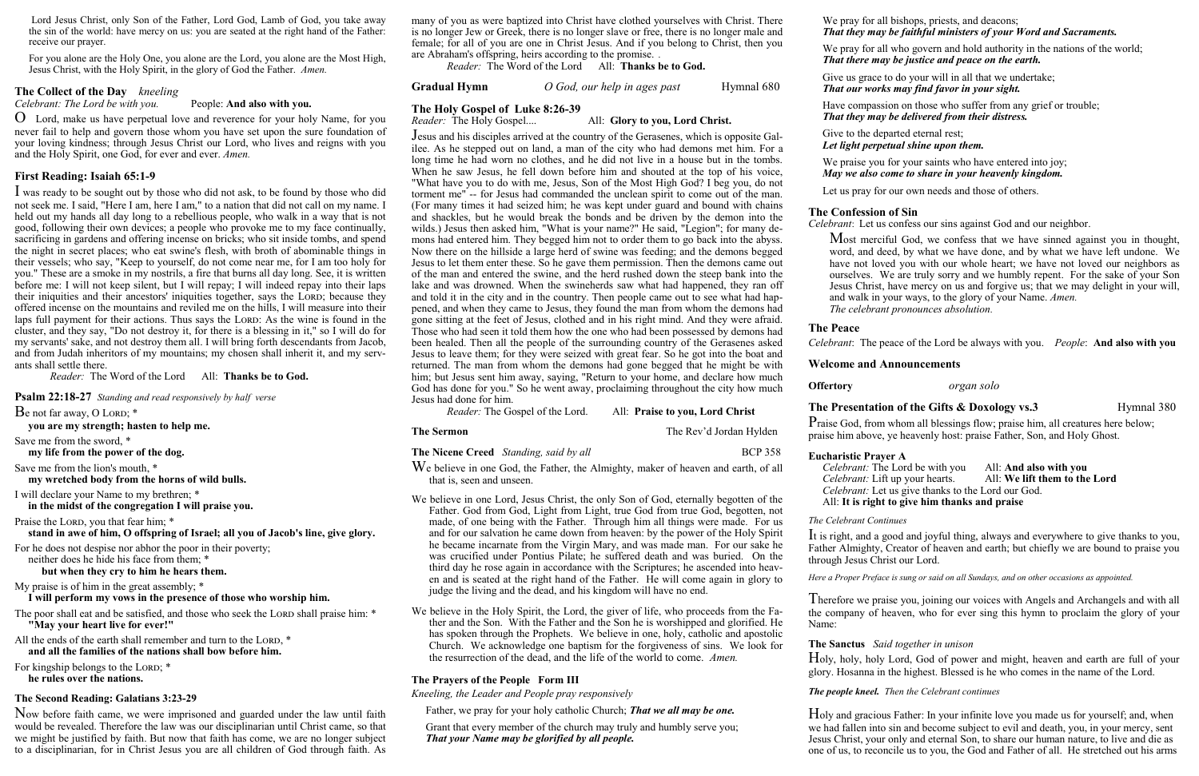Lord Jesus Christ, only Son of the Father, Lord God, Lamb of God, you take away the sin of the world: have mercy on us: you are seated at the right hand of the Father: receive our prayer.

For you alone are the Holy One, you alone are the Lord, you alone are the Most High, Jesus Christ, with the Holy Spirit, in the glory of God the Father. *Amen.*

## The Collect of the Day *kneeling*

*Celebrant: The Lord be with you.* People: **And also with you.**

O Lord, make us have perpetual love and reverence for your holy Name, for you never fail to help and govern those whom you have set upon the sure foundation of your loving kindness; through Jesus Christ our Lord, who lives and reigns with you and the Holy Spirit, one God, for ever and ever. *Amen.*

## First Reading: Isaiah 65:1-9

I was ready to be sought out by those who did not ask, to be found by those who did not seek me. I said, "Here I am, here I am," to a nation that did not call on my name. I held out my hands all day long to a rebellious people, who walk in a way that is not good, following their own devices; a people who provoke me to my face continually, sacrificing in gardens and offering incense on bricks; who sit inside tombs, and spend the night in secret places; who eat swine's flesh, with broth of abominable things in their vessels; who say, "Keep to yourself, do not come near me, for I am too holy for you." These are a smoke in my nostrils, a fire that burns all day long. See, it is written before me: I will not keep silent, but I will repay; I will indeed repay into their laps their iniquities and their ancestors' iniquities together, says the LORD; because they offered incense on the mountains and reviled me on the hills, I will measure into their laps full payment for their actions. Thus says the LORD: As the wine is found in the cluster, and they say, "Do not destroy it, for there is a blessing in it," so I will do for my servants' sake, and not destroy them all. I will bring forth descendants from Jacob, and from Judah inheritors of my mountains; my chosen shall inherit it, and my servants shall settle there.

*Reader:* The Word of the Lord All: **Thanks be to God.**

## Psalm 22:18-27 *Standing and read responsively by half verse*

Be not far away, O LORD; *
**you are my strength; hasten to help me.**

Save me from the sword, *
**my life from the power of the dog.**

Save me from the lion's mouth, *
**my wretched body from the horns of wild bulls.**

I will declare your Name to my brethren; *
**in the midst of the congregation I will praise you.**

Praise the LORD, you that fear him; *
**stand in awe of him, O offspring of Israel; all you of Jacob's line, give glory.**

For he does not despise nor abhor the poor in their poverty;
neither does he hide his face from them; *
**but when they cry to him he hears them.**

My praise is of him in the great assembly; *
**I will perform my vows in the presence of those who worship him.**

The poor shall eat and be satisfied, and those who seek the LORD shall praise him: *
**"May your heart live for ever!"**

All the ends of the earth shall remember and turn to the LORD, *
**and all the families of the nations shall bow before him.**

For kingship belongs to the LORD; *
**he rules over the nations.**

## The Second Reading: Galatians 3:23-29

Now before faith came, we were imprisoned and guarded under the law until faith would be revealed. Therefore the law was our disciplinarian until Christ came, so that we might be justified by faith. But now that faith has come, we are no longer subject to a disciplinarian, for in Christ Jesus you are all children of God through faith. As many of you as were baptized into Christ have clothed yourselves with Christ. There is no longer Jew or Greek, there is no longer slave or free, there is no longer male and female; for all of you are one in Christ Jesus. And if you belong to Christ, then you are Abraham's offspring, heirs according to the promise. .

*Reader:* The Word of the Lord All: **Thanks be to God.**

## Gradual Hymn *O God, our help in ages past* Hymnal 680

## The Holy Gospel of Luke 8:26-39

*Reader:* The Holy Gospel.... All: **Glory to you, Lord Christ.**

Jesus and his disciples arrived at the country of the Gerasenes, which is opposite Galilee. As he stepped out on land, a man of the city who had demons met him. For a long time he had worn no clothes, and he did not live in a house but in the tombs. When he saw Jesus, he fell down before him and shouted at the top of his voice, "What have you to do with me, Jesus, Son of the Most High God? I beg you, do not torment me" -- for Jesus had commanded the unclean spirit to come out of the man. (For many times it had seized him; he was kept under guard and bound with chains and shackles, but he would break the bonds and be driven by the demon into the wilds.) Jesus then asked him, "What is your name?" He said, "Legion"; for many demons had entered him. They begged him not to order them to go back into the abyss. Now there on the hillside a large herd of swine was feeding; and the demons begged Jesus to let them enter these. So he gave them permission. Then the demons came out of the man and entered the swine, and the herd rushed down the steep bank into the lake and was drowned. When the swineherds saw what had happened, they ran off and told it in the city and in the country. Then people came out to see what had happened, and when they came to Jesus, they found the man from whom the demons had gone sitting at the feet of Jesus, clothed and in his right mind. And they were afraid. Those who had seen it told them how the one who had been possessed by demons had been healed. Then all the people of the surrounding country of the Gerasenes asked Jesus to leave them; for they were seized with great fear. So he got into the boat and returned. The man from whom the demons had gone begged that he might be with him; but Jesus sent him away, saying, "Return to your home, and declare how much God has done for you." So he went away, proclaiming throughout the city how much Jesus had done for him.

*Reader:* The Gospel of the Lord. All: **Praise to you, Lord Christ**

## The Sermon The Rev'd Jordan Hylden

## The Nicene Creed *Standing, said by all* BCP 358

We believe in one God, the Father, the Almighty, maker of heaven and earth, of all that is, seen and unseen.

We believe in one Lord, Jesus Christ, the only Son of God, eternally begotten of the Father. God from God, Light from Light, true God from true God, begotten, not made, of one being with the Father. Through him all things were made. For us and for our salvation he came down from heaven: by the power of the Holy Spirit he became incarnate from the Virgin Mary, and was made man. For our sake he was crucified under Pontius Pilate; he suffered death and was buried. On the third day he rose again in accordance with the Scriptures; he ascended into heaven and is seated at the right hand of the Father. He will come again in glory to judge the living and the dead, and his kingdom will have no end.

We believe in the Holy Spirit, the Lord, the giver of life, who proceeds from the Father and the Son. With the Father and the Son he is worshipped and glorified. He has spoken through the Prophets. We believe in one, holy, catholic and apostolic Church. We acknowledge one baptism for the forgiveness of sins. We look for the resurrection of the dead, and the life of the world to come. *Amen.*

## The Prayers of the People Form III

*Kneeling, the Leader and People pray responsively*

Father, we pray for your holy catholic Church; ***That we all may be one.***

Grant that every member of the church may truly and humbly serve you;
***That your Name may be glorified by all people.***

We pray for all bishops, priests, and deacons;
***That they may be faithful ministers of your Word and Sacraments.***

We pray for all who govern and hold authority in the nations of the world;
***That there may be justice and peace on the earth.***

Give us grace to do your will in all that we undertake;
***That our works may find favor in your sight.***

Have compassion on those who suffer from any grief or trouble;
***That they may be delivered from their distress.***

Give to the departed eternal rest;
***Let light perpetual shine upon them.***

We praise you for your saints who have entered into joy;
***May we also come to share in your heavenly kingdom.***

Let us pray for our own needs and those of others.

## The Confession of Sin

*Celebrant:* Let us confess our sins against God and our neighbor.

Most merciful God, we confess that we have sinned against you in thought, word, and deed, by what we have done, and by what we have left undone. We have not loved you with our whole heart; we have not loved our neighbors as ourselves. We are truly sorry and we humbly repent. For the sake of your Son Jesus Christ, have mercy on us and forgive us; that we may delight in your will, and walk in your ways, to the glory of your Name. *Amen.*

*The celebrant pronounces absolution.*

## The Peace

*Celebrant*: The peace of the Lord be always with you. *People*: **And also with you**

## Welcome and Announcements

## Offertory *organ solo*

## The Presentation of the Gifts & Doxology vs.3 Hymnal 380

Praise God, from whom all blessings flow; praise him, all creatures here below; praise him above, ye heavenly host: praise Father, Son, and Holy Ghost.

## Eucharistic Prayer A

*Celebrant:* The Lord be with you All: **And also with you**
*Celebrant:* Lift up your hearts. All: **We lift them to the Lord**
*Celebrant:* Let us give thanks to the Lord our God.
All: **It is right to give him thanks and praise**

*The Celebrant Continues*

It is right, and a good and joyful thing, always and everywhere to give thanks to you, Father Almighty, Creator of heaven and earth; but chiefly we are bound to praise you through Jesus Christ our Lord.

*Here a Proper Preface is sung or said on all Sundays, and on other occasions as appointed.*

Therefore we praise you, joining our voices with Angels and Archangels and with all the company of heaven, who for ever sing this hymn to proclaim the glory of your Name:

## The Sanctus *Said together in unison*

Holy, holy, holy Lord, God of power and might, heaven and earth are full of your glory. Hosanna in the highest. Blessed is he who comes in the name of the Lord.

***The people kneel.*** *Then the Celebrant continues*

Holy and gracious Father: In your infinite love you made us for yourself; and, when we had fallen into sin and become subject to evil and death, you, in your mercy, sent Jesus Christ, your only and eternal Son, to share our human nature, to live and die as one of us, to reconcile us to you, the God and Father of all. He stretched out his arms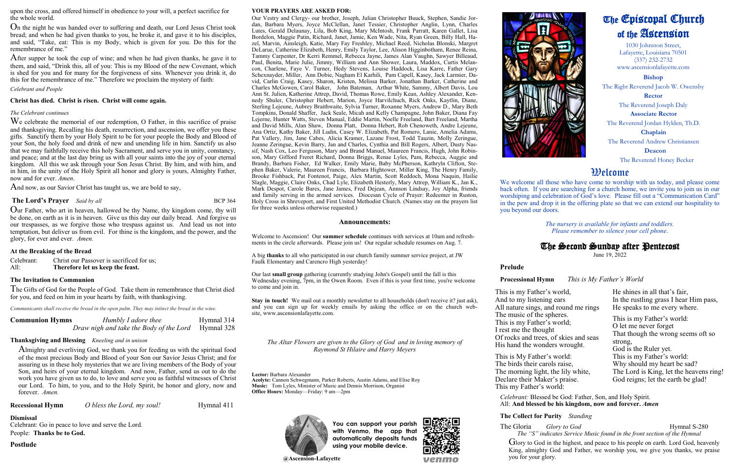upon the cross, and offered himself in obedience to your will, a perfect sacrifice for the whole world.

On the night he was handed over to suffering and death, our Lord Jesus Christ took bread; and when he had given thanks to you, he broke it, and gave it to his disciples, and said, "Take, eat: This is my Body, which is given for you. Do this for the remembrance of me."

After supper he took the cup of wine; and when he had given thanks, he gave it to them, and said, "Drink this, all of you: This is my Blood of the new Covenant, which is shed for you and for many for the forgiveness of sins. Whenever you drink it, do this for the remembrance of me." Therefore we proclaim the mystery of faith:

*Celebrant and People*

**Christ has died. Christ is risen. Christ will come again.**

*The Celebrant continues*

We celebrate the memorial of our redemption, O Father, in this sacrifice of praise and thanksgiving. Recalling his death, resurrection, and ascension, we offer you these gifts. Sanctify them by your Holy Spirit to be for your people the Body and Blood of your Son, the holy food and drink of new and unending life in him. Sanctify us also that we may faithfully receive this holy Sacrament, and serve you in unity, constancy, and peace; and at the last day bring us with all your saints into the joy of your eternal kingdom. All this we ask through your Son Jesus Christ. By him, and with him, and in him, in the unity of the Holy Spirit all honor and glory is yours, Almighty Father, now and for ever. *Amen*.

And now, as our Savior Christ has taught us, we are bold to say,

**The Lord's Prayer** *Said by all* BCP 364

Our Father, who art in heaven, hallowed be thy Name, thy kingdom come, thy will be done, on earth as it is in heaven. Give us this day our daily bread. And forgive us our trespasses, as we forgive those who trespass against us. And lead us not into temptation, but deliver us from evil. For thine is the kingdom, and the power, and the glory, for ever and ever. *Amen.*

**At the Breaking of the Bread**

Celebrant: Christ our Passover is sacrificed for us;
All: **Therefore let us keep the feast.**

**The Invitation to Communion**

The Gifts of God for the People of God. Take them in remembrance that Christ died for you, and feed on him in your hearts by faith, with thanksgiving.

*Communicants shall receive the bread in the open palm. They may intinct the bread in the wine.*

**Communion Hymns** *Humbly I adore thee* Hymnal 314
*Draw nigh and take the Body of the Lord* Hymnal 328

**Thanksgiving and Blessing** *Kneeling and in unison*

Almighty and everliving God, we thank you for feeding us with the spiritual food of the most precious Body and Blood of your Son our Savior Jesus Christ; and for assuring us in these holy mysteries that we are living members of the Body of your Son, and heirs of your eternal kingdom. And now, Father, send us out to do the work you have given us to do, to love and serve you as faithful witnesses of Christ our Lord. To him, to you, and to the Holy Spirit, be honor and glory, now and forever. *Amen.*

**Recessional Hymn** *O bless the Lord, my soul!* Hymnal 411

**Dismissal**

Celebrant: Go in peace to love and serve the Lord.
People: **Thanks be to God.**

**Postlude**

**YOUR PRAYERS ARE ASKED FOR:**

Our Vestry and Clergy- our brother, Joseph, Julian Christopher Buuck, Stephen, Sandie Jordan, Barbara Myers, Joyce McClellan, Janet Tessier, Christopher Anglin, Lynn, Charles Lutes, Gerald Delaunay, Lila, Bob King, Mary McIntosh, Frank Parratt, Karen Gallet, Lisa Bordelon, Maggie Patin, Richard, Janet, Jamie, Ken Wade, Nita, Ryan Green, Billy Hall, Hazel, Marvin, Ainsleigh, Katie, Mary Fay Freshley, Michael Reed, Nicholas Blonski, Margret DeLarue, Catherine Elizabeth, Henry, Emily Taylor, Lee, Alison Higginbotham, Renee Reina, Tammy Carpenter, Dr Kerri Remmel, Rebecca Jayne, James Alan Vaughn, Sawyer Billeaud, Paul, Benita, Marie Julie, Jimmy, William and Ann Shower, Laura, Maddox, Curtis Melancon, Charlene, Faye V. Turner, Hedy Stevens, Louise Haddock, Lisa Karre, Father Gary Schexnayder, Miller, Ann Dobie, Nagham El Karhili, Pam Capell, Kasey, Jack Larmier, David, Carlin Craig, Kasey, Sharon, Kristen, Melissa Barker, Jonathan Barker, Catherine and Charles McGowen, Carol Baker, John Bateman, Arthur White, Sammy, Albert Davis, Lou Ann St. Julien, Katherine Attrep, David, Thomas Rowe, Emily Kean, Ashley Alexander, Kennedy Shuler, Christopher Hebert, Marion, Joyce Harvilchuch, Rick Onks, Kaytlin, Diane, Sterling Lejeune, Aubrey Braithwaite, Sylvia Turner, Roxanne Myers, Andrew D., Mary Beth Tompkins, Donald Shaffer, Jack Seale, Micah and Kelly Champagne, John Baker, Diana Fay Lejerne, Hunter Watts, Steven Manual, Eddie Martin, Noelle Freeland, Bart Freeland, Martha and David Mills, Alan Shaw, Donna Platt, Donna Hebert, Rob Chenoweth, Andre Lejeune, Ana Ortiz, Kathy Baker, Jill Ludin, Casey W. Elizabeth, Pat Romero, Lanie, Amelia Adams, Pat Vallery, Jim, Jane Cabes, Alicia Kramer, Lazane Frost, Todd Tauzin, Molly Zeringue, Jeanne Zeringue, Kevin Barry, Jan and Charles, Cynthia and Bill Rogers, Albert, Dusty Nassif, Nash Cox, Leo Ferguson, Mary and Brand Manuel, Maureen Francis, Hugh, John Robinson, Mary Gifford Freret Richard, Donna Briggs, Renae Lyles, Pam, Rebecca, Auggie and Brandy, Barbara Fisher, Ed Walker, Emily Marie, Baby McPherson, Kathryln Clifton, Stephen Baker, Valerie, Maureen Francis, Barbara Hightower, Miller King, The Henry Family, Brooke Fishback, Pat Fontenot, Paige, Alex Martin, Scott Reddoch, Mona Naquin, Hailie Slagle, Maggie, Claire Onks, Chad Lyle, Elizabeth Hesterly, Mary Attrep, William K., Jan K., Mark Despot, Carole Bares, Jane James, Fred Dejean, Annson Lindsay, Joy Alpha, friends and family serving in the armed services. Diocesan Cycle of Prayer: Redeemer in Ruston, Holy Cross in Shreveport, and First United Methodist Church. (Names stay on the prayers list for three weeks unless otherwise requested.)

**Announcements:**

Welcome to Ascension! Our **summer schedule** continues with services at 10am and refreshments in the circle afterwards. Please join us! Our regular schedule resumes on Aug. 7.

A big **thanks** to all who participated in our church family summer service project, at JW Faulk Elementary and Carencro High yesterday!

Our last **small group** gathering (currently studying John's Gospel) until the fall is this Wednesday evening, 7pm, in the Owen Room. Even if this is your first time, you're welcome to come and join in.

**Stay in touch!** We mail out a monthly newsletter to all households (don't receive it? just ask), and you can sign up for weekly emails by asking the office or on the church website, www.ascensionlafayette.com.

*The Altar Flowers are given to the Glory of God and in loving memory of Raymond St Hilaire and Harry Meyers*

**Lector:** Barbara Alexander
**Acolyte:** Cannon Schwegmann, Parker Roberts, Austin Adams, and Elise Roy
**Music:** Tom Lyles, Minister of Music and Dennis Morrison, Organist
**Office Hours:** Monday—Friday: 9 am—2pm

**You can support your parish with Venmo, the app that automatically deposits funds using your mobile device.**

**@Ascension-Lafayette**

venmo

# The Episcopal Church of the Ascension

1030 Johnston Street,
Lafayette, Louisiana 70501
(337) 232-2732
www.ascensionlafayette.com

**Bishop**
The Right Reverend Jacob W. Owensby

**Rector**
The Reverend Joseph Daly

**Associate Rector**
The Reverend Jordan Hylden, Th.D.

**Chaplain**
The Reverend Andrew Christiansen

**Deacon**
The Reverend Honey Becker

## Welcome

We welcome all those who have come to worship with us today, and please come back often. If you are searching for a church home, we invite you to join us in our worshiping and celebration of God's love. Please fill out a "Communication Card" in the pew and drop it in the offering plate so that we can extend our hospitality to you beyond our doors.

*The nursery is available for infants and toddlers.*
*Please remember to silence your cell phone.*

## The Second Sunday after Pentecost

June 19, 2022

**Prelude**

**Processional Hymn** *This is My Father's World*

This is my Father's world,
And to my listening ears
All nature sings, and round me rings
The music of the spheres.
This is my Father's world;
I rest me the thought
Of rocks and trees, of skies and seas
His hand the wonders wrought.

This is My Father's world:
The birds their carols raise,
The morning light, the lily white,
Declare their Maker's praise.
This my Father's world:
He shines in all that's fair,
In the rustling grass I hear Him pass,
He speaks to me every where.

This is my Father's world:
O let me never forget
That though the wrong seems oft so strong,
God is the Ruler yet.
This is my Father's world:
Why should my heart be sad?
The Lord is King, let the heavens ring!
God reigns; let the earth be glad!

*Celebrant:* Blessed be God: Father, Son, and Holy Spirit.
All: **And blessed be his kingdom, now and forever.** ***Amen***

**The Collect for Purity** *Standing*

The Gloria *Glory to God* Hymnal S-280
*The "S" indicates Service Music found in the front section of the Hymnal*

Glory to God in the highest, and peace to his people on earth. Lord God, heavenly King, almighty God and Father, we worship you, we give you thanks, we praise you for your glory.